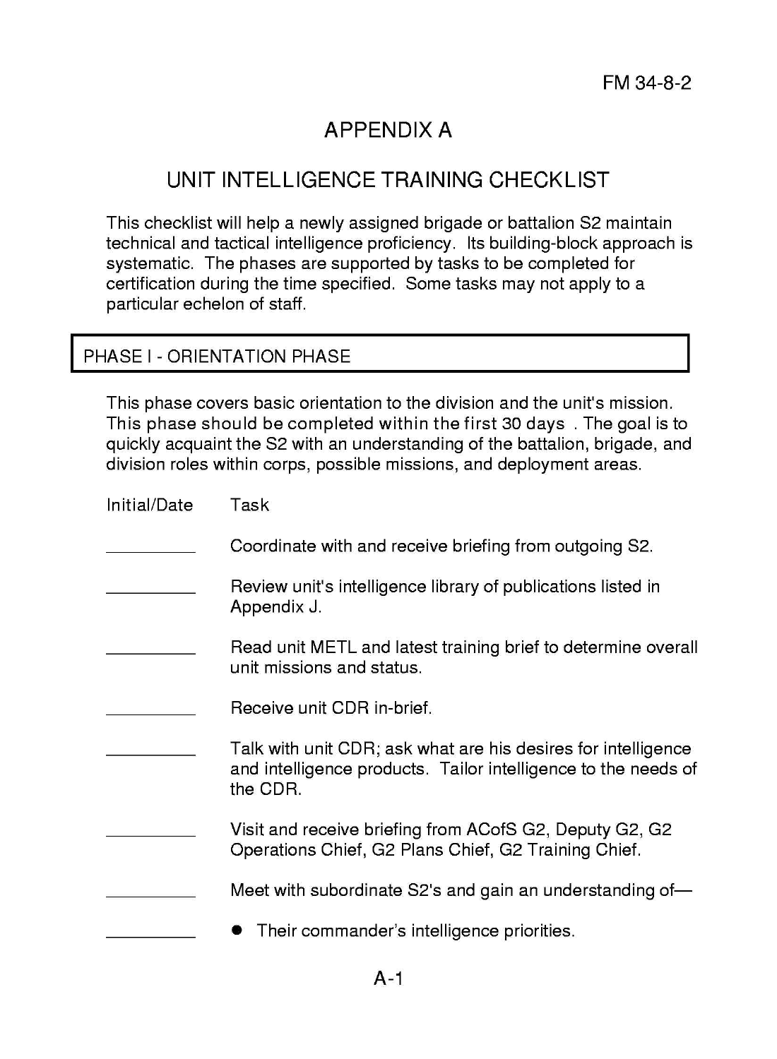# APPENDIX A

## UNIT INTELLIGENCE TRAINING CHECKLIST

This checklist will help a newly assigned brigade or battalion S2 maintain technical and tactical intelligence proficiency. Its building-block approach is systematic. The phases are supported by tasks to be completed for certification during the time specified. Some tasks may not apply to a particular echelon of staff.

### PHASE I - ORIENTATION PHASE

This phase covers basic orientation to the division and the unit's mission. This phase should be completed within the first 30 days . The goal is to quickly acquaint the S2 with an understanding of the battalion, brigade, and division roles within corps, possible missions, and deployment areas.

| Initial/Date | Task |
|---|---|
| __________ | Coordinate with and receive briefing from outgoing S2. |
| __________ | Review unit's intelligence library of publications listed in Appendix J. |
| __________ | Read unit METL and latest training brief to determine overall unit missions and status. |
| __________ | Receive unit CDR in-brief. |
| __________ | Talk with unit CDR; ask what are his desires for intelligence and intelligence products. Tailor intelligence to the needs of the CDR. |
| __________ | Visit and receive briefing from ACofS G2, Deputy G2, G2 Operations Chief, G2 Plans Chief, G2 Training Chief. |
| __________ | Meet with subordinate S2's and gain an understanding of— |
| __________ | • Their commander's intelligence priorities. |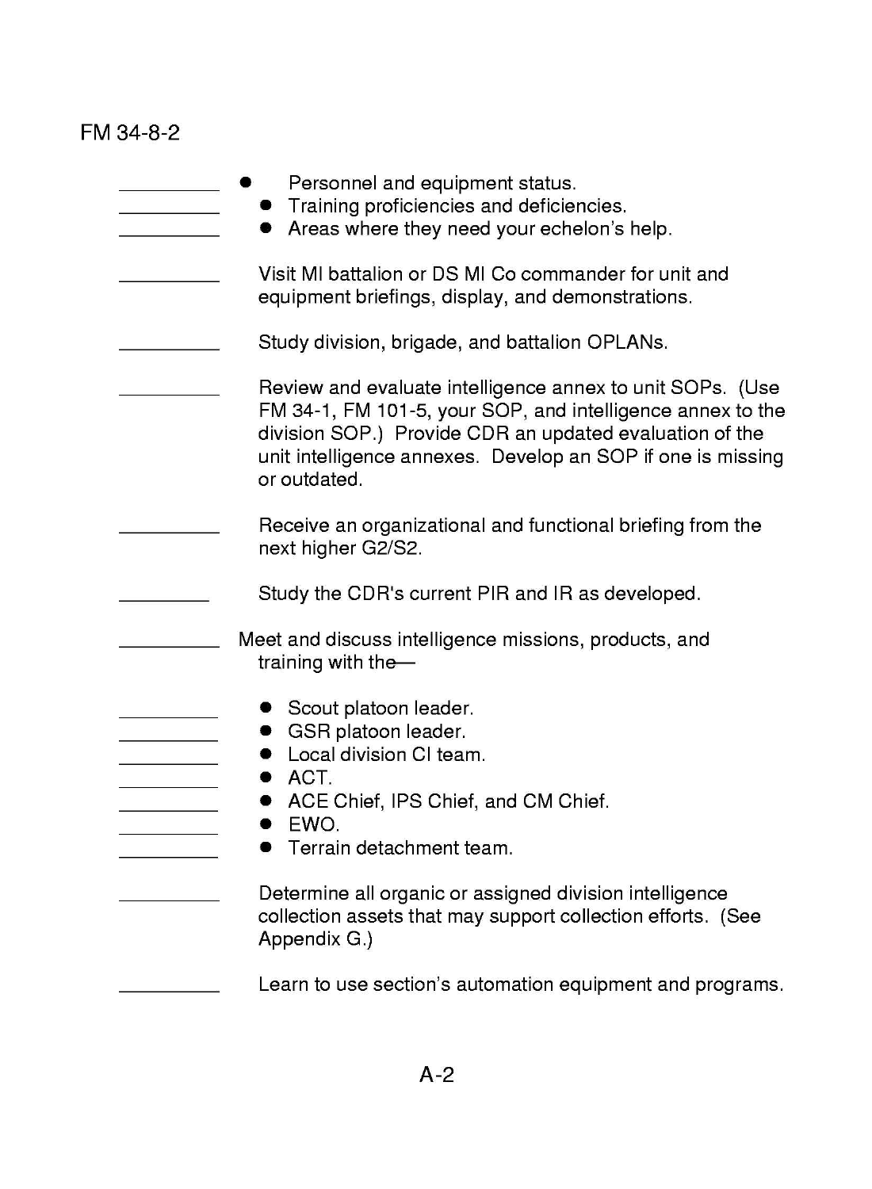\_\_\_\_\_\_\_\_\_\_ • Personnel and equipment status.

\_\_\_\_\_\_\_\_\_\_ • Training proficiencies and deficiencies.

\_\_\_\_\_\_\_\_\_\_ • Areas where they need your echelon's help.

\_\_\_\_\_\_\_\_\_\_ Visit MI battalion or DS MI Co commander for unit and equipment briefings, display, and demonstrations.

\_\_\_\_\_\_\_\_\_\_ Study division, brigade, and battalion OPLANs.

\_\_\_\_\_\_\_\_\_\_ Review and evaluate intelligence annex to unit SOPs. (Use FM 34-1, FM 101-5, your SOP, and intelligence annex to the division SOP.) Provide CDR an updated evaluation of the unit intelligence annexes. Develop an SOP if one is missing or outdated.

\_\_\_\_\_\_\_\_\_\_ Receive an organizational and functional briefing from the next higher G2/S2.

\_\_\_\_\_\_\_\_\_\_ Study the CDR's current PIR and IR as developed.

\_\_\_\_\_\_\_\_\_\_ Meet and discuss intelligence missions, products, and training with the—

\_\_\_\_\_\_\_\_\_\_ • Scout platoon leader.

\_\_\_\_\_\_\_\_\_\_ • GSR platoon leader.

\_\_\_\_\_\_\_\_\_\_ • Local division CI team.

\_\_\_\_\_\_\_\_\_\_ • ACT.

\_\_\_\_\_\_\_\_\_\_ • ACE Chief, IPS Chief, and CM Chief.

\_\_\_\_\_\_\_\_\_\_ • EWO.

\_\_\_\_\_\_\_\_\_\_ • Terrain detachment team.

\_\_\_\_\_\_\_\_\_\_ Determine all organic or assigned division intelligence collection assets that may support collection efforts. (See Appendix G.)

\_\_\_\_\_\_\_\_\_\_ Learn to use section's automation equipment and programs.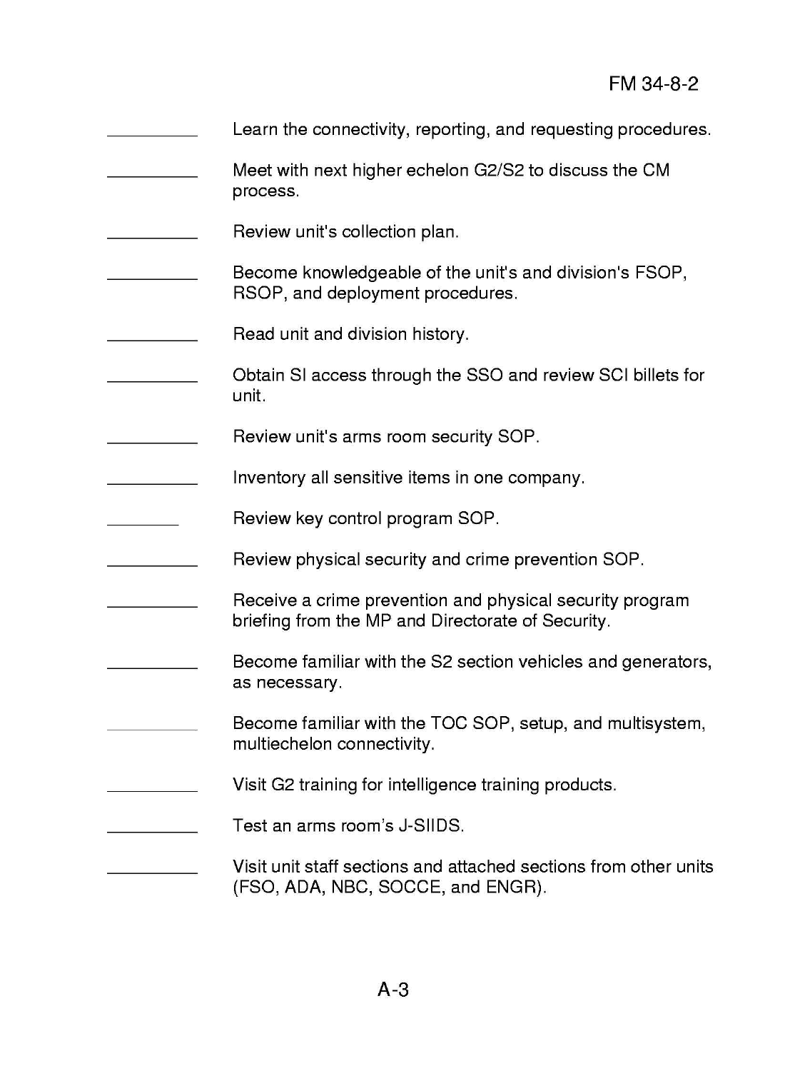__________ Learn the connectivity, reporting, and requesting procedures.

__________ Meet with next higher echelon G2/S2 to discuss the CM process.

__________ Review unit's collection plan.

__________ Become knowledgeable of the unit's and division's FSOP, RSOP, and deployment procedures.

__________ Read unit and division history.

__________ Obtain SI access through the SSO and review SCI billets for unit.

__________ Review unit's arms room security SOP.

__________ Inventory all sensitive items in one company.

__________ Review key control program SOP.

__________ Review physical security and crime prevention SOP.

__________ Receive a crime prevention and physical security program briefing from the MP and Directorate of Security.

__________ Become familiar with the S2 section vehicles and generators, as necessary.

__________ Become familiar with the TOC SOP, setup, and multisystem, multiechelon connectivity.

__________ Visit G2 training for intelligence training products.

__________ Test an arms room's J-SIIDS.

__________ Visit unit staff sections and attached sections from other units (FSO, ADA, NBC, SOCCE, and ENGR).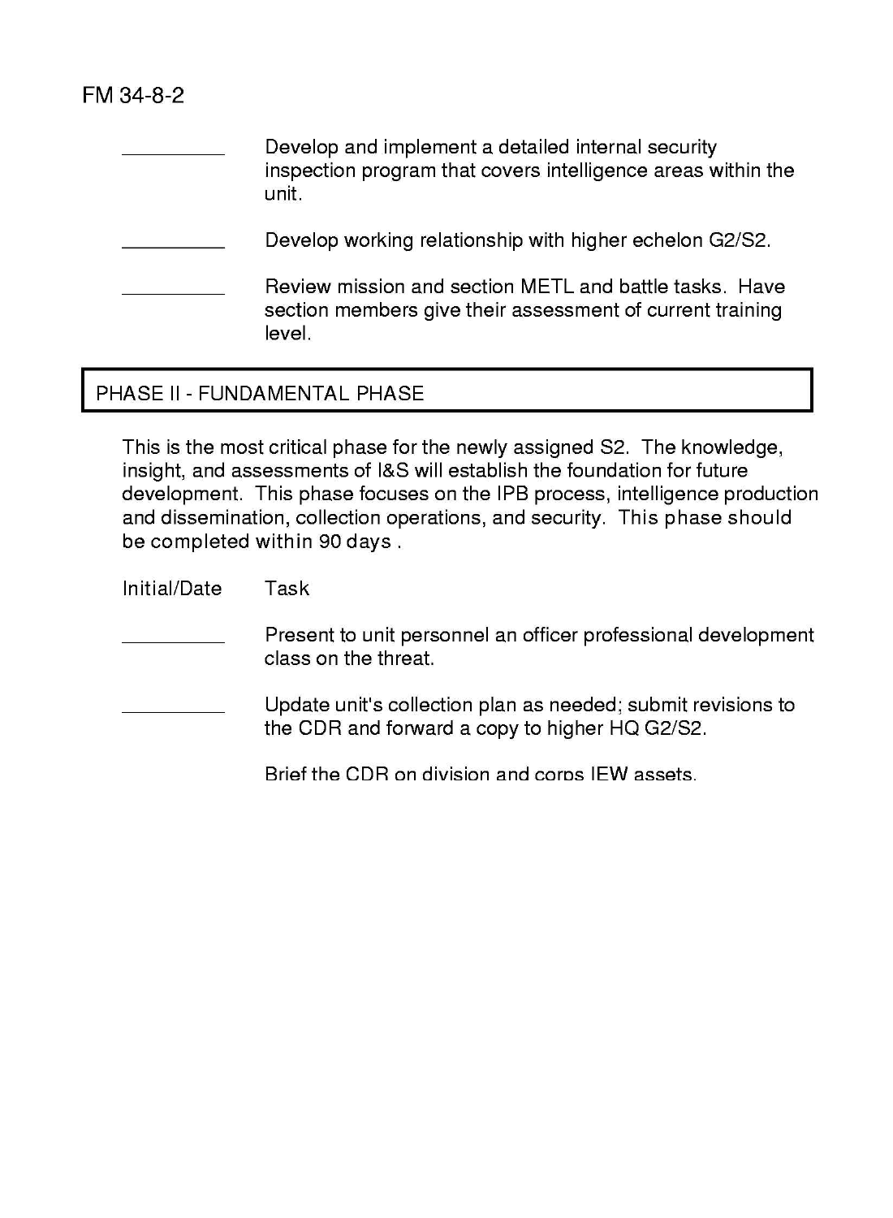| | |
|---|---|
| __________ | Develop and implement a detailed internal security inspection program that covers intelligence areas within the unit. |
| __________ | Develop working relationship with higher echelon G2/S2. |
| __________ | Review mission and section METL and battle tasks. Have section members give their assessment of current training level. |

## PHASE II - FUNDAMENTAL PHASE

This is the most critical phase for the newly assigned S2. The knowledge, insight, and assessments of I&S will establish the foundation for future development. This phase focuses on the IPB process, intelligence production and dissemination, collection operations, and security. This phase should be completed within 90 days .

| Initial/Date | Task |
|---|---|
| __________ | Present to unit personnel an officer professional development class on the threat. |
| __________ | Update unit's collection plan as needed; submit revisions to the CDR and forward a copy to higher HQ G2/S2. |
| | Brief the CDR on division and corps IEW assets. |